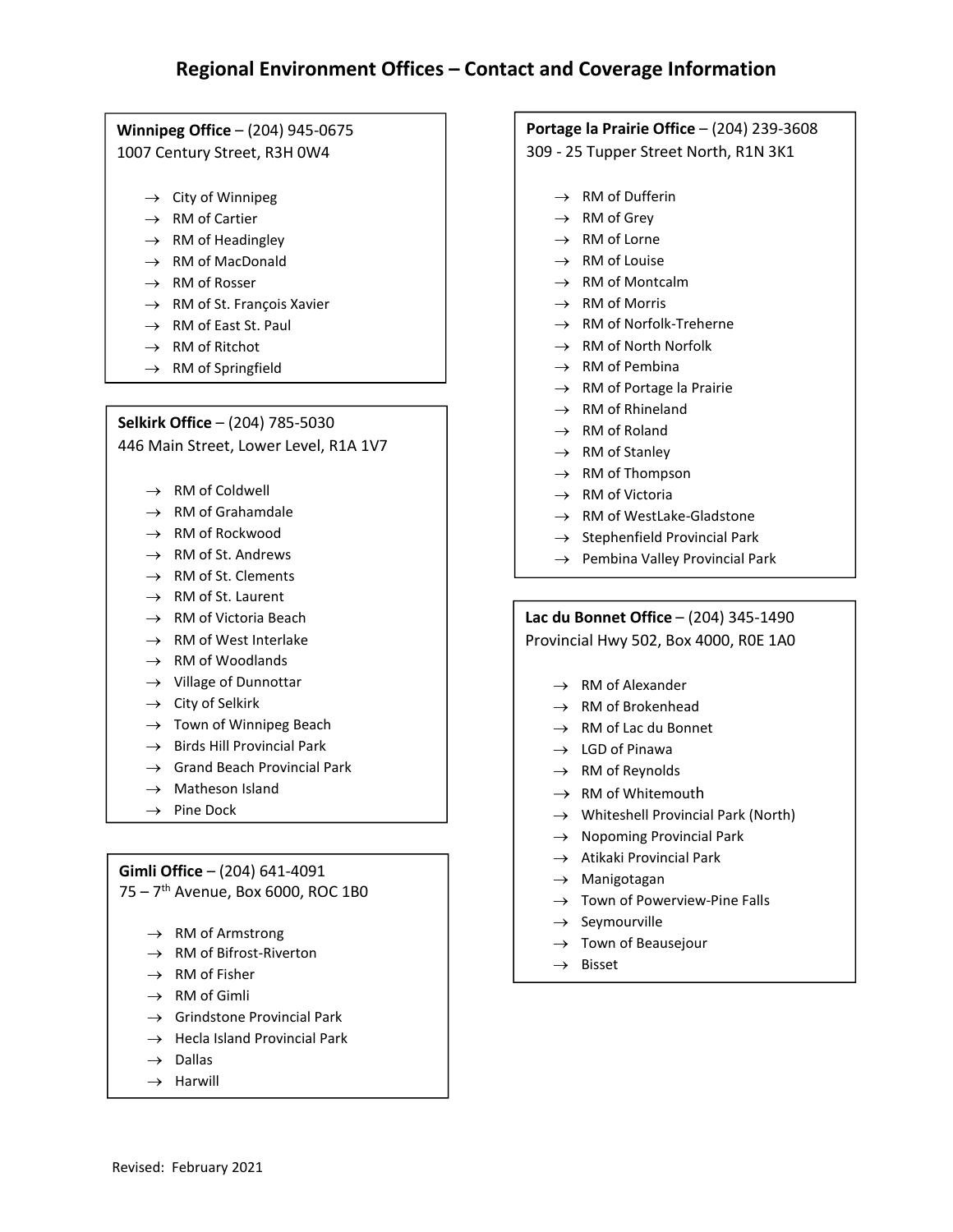# Regional Environment Offices – Contact and Coverage Information

**Winnipeg Office** – (204) 945-0675
1007 Century Street, R3H 0W4

- → City of Winnipeg
- → RM of Cartier
- → RM of Headingley
- → RM of MacDonald
- → RM of Rosser
- → RM of St. François Xavier
- → RM of East St. Paul
- → RM of Ritchot
- → RM of Springfield

**Selkirk Office** – (204) 785-5030
446 Main Street, Lower Level, R1A 1V7

- → RM of Coldwell
- → RM of Grahamdale
- → RM of Rockwood
- → RM of St. Andrews
- → RM of St. Clements
- → RM of St. Laurent
- → RM of Victoria Beach
- → RM of West Interlake
- → RM of Woodlands
- → Village of Dunnottar
- → City of Selkirk
- → Town of Winnipeg Beach
- → Birds Hill Provincial Park
- → Grand Beach Provincial Park
- → Matheson Island
- → Pine Dock

**Gimli Office** – (204) 641-4091
75 – 7th Avenue, Box 6000, ROC 1B0

- → RM of Armstrong
- → RM of Bifrost-Riverton
- → RM of Fisher
- → RM of Gimli
- → Grindstone Provincial Park
- → Hecla Island Provincial Park
- → Dallas
- → Harwill

**Portage la Prairie Office** – (204) 239-3608
309 - 25 Tupper Street North, R1N 3K1

- → RM of Dufferin
- → RM of Grey
- → RM of Lorne
- → RM of Louise
- → RM of Montcalm
- → RM of Morris
- → RM of Norfolk-Treherne
- → RM of North Norfolk
- → RM of Pembina
- → RM of Portage la Prairie
- → RM of Rhineland
- → RM of Roland
- → RM of Stanley
- → RM of Thompson
- → RM of Victoria
- → RM of WestLake-Gladstone
- → Stephenfield Provincial Park
- → Pembina Valley Provincial Park

**Lac du Bonnet Office** – (204) 345-1490
Provincial Hwy 502, Box 4000, R0E 1A0

- → RM of Alexander
- → RM of Brokenhead
- → RM of Lac du Bonnet
- → LGD of Pinawa
- → RM of Reynolds
- → RM of Whitemouth
- → Whiteshell Provincial Park (North)
- → Nopoming Provincial Park
- → Atikaki Provincial Park
- → Manigotagan
- → Town of Powerview-Pine Falls
- → Seymourville
- → Town of Beausejour
- → Bisset

Revised: February 2021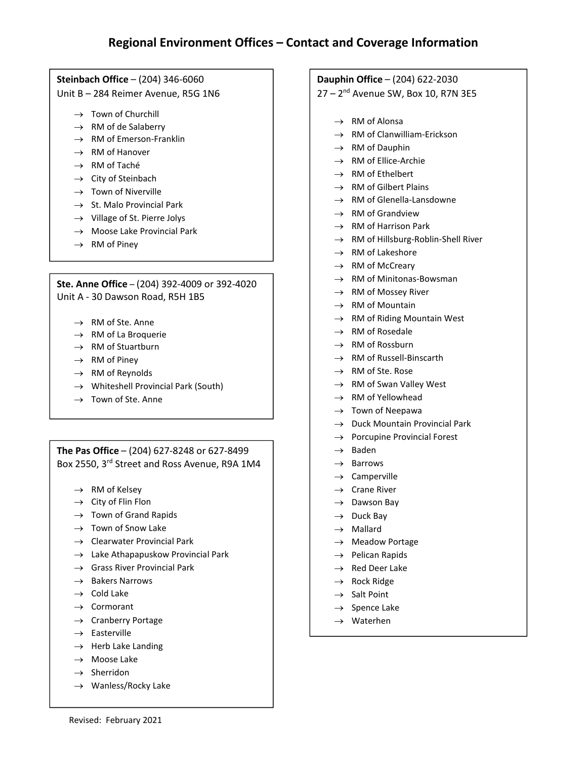# Regional Environment Offices – Contact and Coverage Information

**Steinbach Office** – (204) 346-6060
Unit B – 284 Reimer Avenue, R5G 1N6

- → Town of Churchill
- → RM of de Salaberry
- → RM of Emerson-Franklin
- → RM of Hanover
- → RM of Taché
- → City of Steinbach
- → Town of Niverville
- → St. Malo Provincial Park
- → Village of St. Pierre Jolys
- → Moose Lake Provincial Park
- → RM of Piney

**Ste. Anne Office** – (204) 392-4009 or 392-4020
Unit A - 30 Dawson Road, R5H 1B5

- → RM of Ste. Anne
- → RM of La Broquerie
- → RM of Stuartburn
- → RM of Piney
- → RM of Reynolds
- → Whiteshell Provincial Park (South)
- → Town of Ste. Anne

**The Pas Office** – (204) 627-8248 or 627-8499
Box 2550, 3rd Street and Ross Avenue, R9A 1M4

- → RM of Kelsey
- → City of Flin Flon
- → Town of Grand Rapids
- → Town of Snow Lake
- → Clearwater Provincial Park
- → Lake Athapapuskow Provincial Park
- → Grass River Provincial Park
- → Bakers Narrows
- → Cold Lake
- → Cormorant
- → Cranberry Portage
- → Easterville
- → Herb Lake Landing
- → Moose Lake
- → Sherridon
- → Wanless/Rocky Lake

**Dauphin Office** – (204) 622-2030
27 – 2nd Avenue SW, Box 10, R7N 3E5

- → RM of Alonsa
- → RM of Clanwilliam-Erickson
- → RM of Dauphin
- → RM of Ellice-Archie
- → RM of Ethelbert
- → RM of Gilbert Plains
- → RM of Glenella-Lansdowne
- → RM of Grandview
- → RM of Harrison Park
- → RM of Hillsburg-Roblin-Shell River
- → RM of Lakeshore
- → RM of McCreary
- → RM of Minitonas-Bowsman
- → RM of Mossey River
- → RM of Mountain
- → RM of Riding Mountain West
- → RM of Rosedale
- → RM of Rossburn
- → RM of Russell-Binscarth
- → RM of Ste. Rose
- → RM of Swan Valley West
- → RM of Yellowhead
- → Town of Neepawa
- → Duck Mountain Provincial Park
- → Porcupine Provincial Forest
- → Baden
- → Barrows
- → Camperville
- → Crane River
- → Dawson Bay
- → Duck Bay
- → Mallard
- → Meadow Portage
- → Pelican Rapids
- → Red Deer Lake
- → Rock Ridge
- → Salt Point
- → Spence Lake
- → Waterhen

Revised: February 2021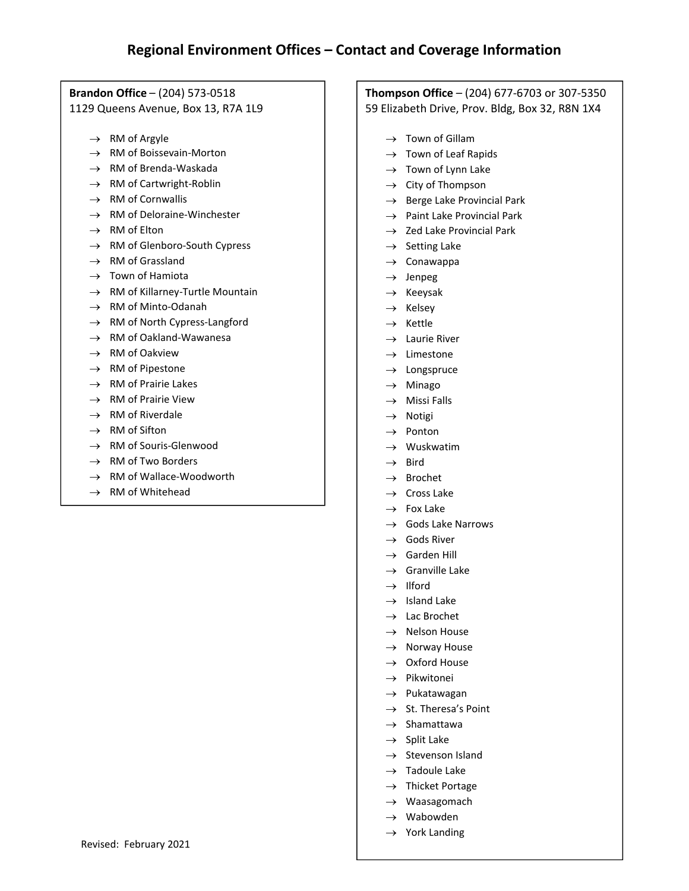# Regional Environment Offices – Contact and Coverage Information

**Brandon Office** – (204) 573-0518
1129 Queens Avenue, Box 13, R7A 1L9

- → RM of Argyle
- → RM of Boissevain-Morton
- → RM of Brenda-Waskada
- → RM of Cartwright-Roblin
- → RM of Cornwallis
- → RM of Deloraine-Winchester
- → RM of Elton
- → RM of Glenboro-South Cypress
- → RM of Grassland
- → Town of Hamiota
- → RM of Killarney-Turtle Mountain
- → RM of Minto-Odanah
- → RM of North Cypress-Langford
- → RM of Oakland-Wawanesa
- → RM of Oakview
- → RM of Pipestone
- → RM of Prairie Lakes
- → RM of Prairie View
- → RM of Riverdale
- → RM of Sifton
- → RM of Souris-Glenwood
- → RM of Two Borders
- → RM of Wallace-Woodworth
- → RM of Whitehead

**Thompson Office** – (204) 677-6703 or 307-5350
59 Elizabeth Drive, Prov. Bldg, Box 32, R8N 1X4

- → Town of Gillam
- → Town of Leaf Rapids
- → Town of Lynn Lake
- → City of Thompson
- → Berge Lake Provincial Park
- → Paint Lake Provincial Park
- → Zed Lake Provincial Park
- → Setting Lake
- → Conawappa
- → Jenpeg
- → Keeysak
- → Kelsey
- → Kettle
- → Laurie River
- → Limestone
- → Longspruce
- → Minago
- → Missi Falls
- → Notigi
- → Ponton
- → Wuskwatim
- → Bird
- → Brochet
- → Cross Lake
- → Fox Lake
- → Gods Lake Narrows
- → Gods River
- → Garden Hill
- → Granville Lake
- → Ilford
- → Island Lake
- → Lac Brochet
- → Nelson House
- → Norway House
- → Oxford House
- → Pikwitonei
- → Pukatawagan
- → St. Theresa's Point
- → Shamattawa
- → Split Lake
- → Stevenson Island
- → Tadoule Lake
- → Thicket Portage
- → Waasagomach
- → Wabowden
- → York Landing

Revised: February 2021